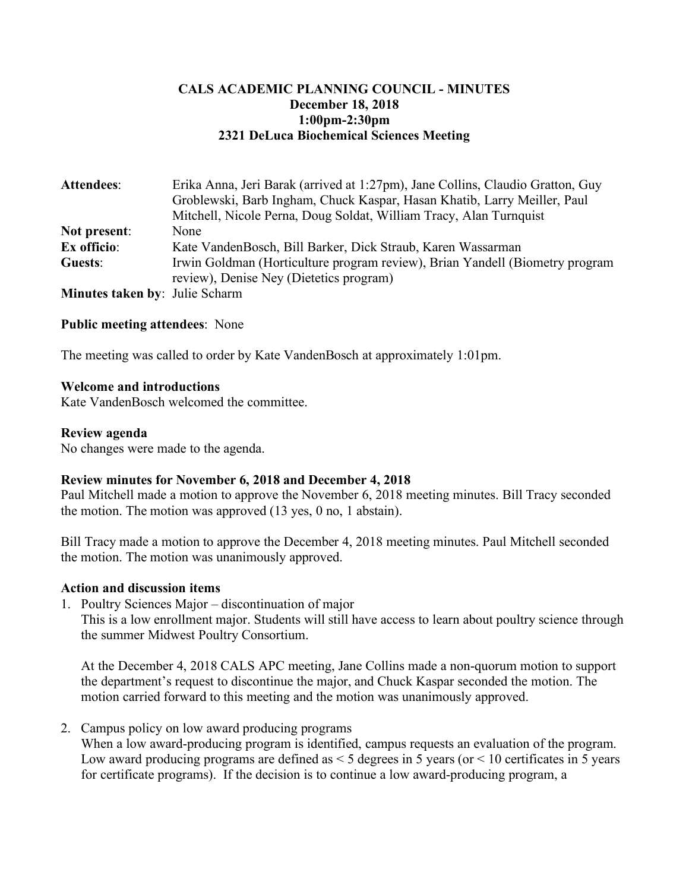**CALS ACADEMIC PLANNING COUNCIL - MINUTES**
**December 18, 2018**
**1:00pm-2:30pm**
**2321 DeLuca Biochemical Sciences Meeting**

**Attendees**: Erika Anna, Jeri Barak (arrived at 1:27pm), Jane Collins, Claudio Gratton, Guy Groblewski, Barb Ingham, Chuck Kaspar, Hasan Khatib, Larry Meiller, Paul Mitchell, Nicole Perna, Doug Soldat, William Tracy, Alan Turnquist
**Not present**: None
**Ex officio**: Kate VandenBosch, Bill Barker, Dick Straub, Karen Wassarman
**Guests**: Irwin Goldman (Horticulture program review), Brian Yandell (Biometry program review), Denise Ney (Dietetics program)
**Minutes taken by**: Julie Scharm

**Public meeting attendees**: None

The meeting was called to order by Kate VandenBosch at approximately 1:01pm.

**Welcome and introductions**
Kate VandenBosch welcomed the committee.

**Review agenda**
No changes were made to the agenda.

**Review minutes for November 6, 2018 and December 4, 2018**
Paul Mitchell made a motion to approve the November 6, 2018 meeting minutes. Bill Tracy seconded the motion. The motion was approved (13 yes, 0 no, 1 abstain).

Bill Tracy made a motion to approve the December 4, 2018 meeting minutes. Paul Mitchell seconded the motion. The motion was unanimously approved.

**Action and discussion items**

1. Poultry Sciences Major – discontinuation of major
   This is a low enrollment major. Students will still have access to learn about poultry science through the summer Midwest Poultry Consortium.

   At the December 4, 2018 CALS APC meeting, Jane Collins made a non-quorum motion to support the department's request to discontinue the major, and Chuck Kaspar seconded the motion. The motion carried forward to this meeting and the motion was unanimously approved.

2. Campus policy on low award producing programs
   When a low award-producing program is identified, campus requests an evaluation of the program. Low award producing programs are defined as < 5 degrees in 5 years (or < 10 certificates in 5 years for certificate programs). If the decision is to continue a low award-producing program, a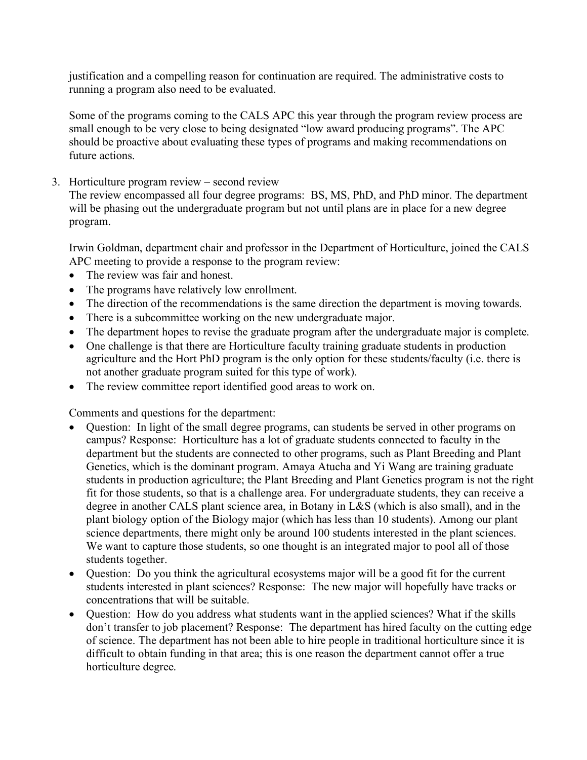justification and a compelling reason for continuation are required. The administrative costs to running a program also need to be evaluated.

Some of the programs coming to the CALS APC this year through the program review process are small enough to be very close to being designated "low award producing programs". The APC should be proactive about evaluating these types of programs and making recommendations on future actions.

3. Horticulture program review – second review

   The review encompassed all four degree programs: BS, MS, PhD, and PhD minor. The department will be phasing out the undergraduate program but not until plans are in place for a new degree program.

   Irwin Goldman, department chair and professor in the Department of Horticulture, joined the CALS APC meeting to provide a response to the program review:

   - The review was fair and honest.
   - The programs have relatively low enrollment.
   - The direction of the recommendations is the same direction the department is moving towards.
   - There is a subcommittee working on the new undergraduate major.
   - The department hopes to revise the graduate program after the undergraduate major is complete.
   - One challenge is that there are Horticulture faculty training graduate students in production agriculture and the Hort PhD program is the only option for these students/faculty (i.e. there is not another graduate program suited for this type of work).
   - The review committee report identified good areas to work on.

   Comments and questions for the department:

   - Question: In light of the small degree programs, can students be served in other programs on campus? Response: Horticulture has a lot of graduate students connected to faculty in the department but the students are connected to other programs, such as Plant Breeding and Plant Genetics, which is the dominant program. Amaya Atucha and Yi Wang are training graduate students in production agriculture; the Plant Breeding and Plant Genetics program is not the right fit for those students, so that is a challenge area. For undergraduate students, they can receive a degree in another CALS plant science area, in Botany in L&S (which is also small), and in the plant biology option of the Biology major (which has less than 10 students). Among our plant science departments, there might only be around 100 students interested in the plant sciences. We want to capture those students, so one thought is an integrated major to pool all of those students together.
   - Question: Do you think the agricultural ecosystems major will be a good fit for the current students interested in plant sciences? Response: The new major will hopefully have tracks or concentrations that will be suitable.
   - Question: How do you address what students want in the applied sciences? What if the skills don't transfer to job placement? Response: The department has hired faculty on the cutting edge of science. The department has not been able to hire people in traditional horticulture since it is difficult to obtain funding in that area; this is one reason the department cannot offer a true horticulture degree.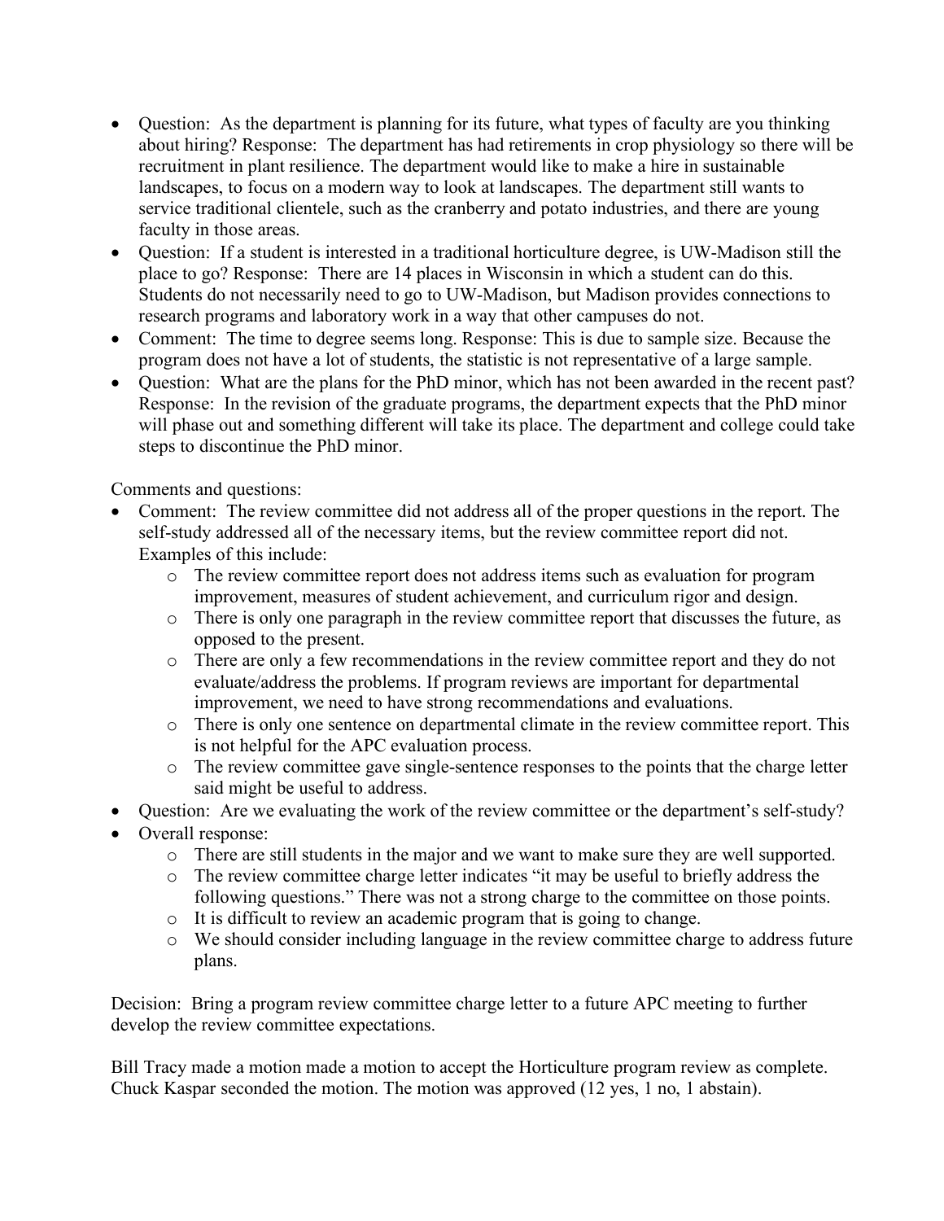- Question: As the department is planning for its future, what types of faculty are you thinking about hiring? Response: The department has had retirements in crop physiology so there will be recruitment in plant resilience. The department would like to make a hire in sustainable landscapes, to focus on a modern way to look at landscapes. The department still wants to service traditional clientele, such as the cranberry and potato industries, and there are young faculty in those areas.
- Question: If a student is interested in a traditional horticulture degree, is UW-Madison still the place to go? Response: There are 14 places in Wisconsin in which a student can do this. Students do not necessarily need to go to UW-Madison, but Madison provides connections to research programs and laboratory work in a way that other campuses do not.
- Comment: The time to degree seems long. Response: This is due to sample size. Because the program does not have a lot of students, the statistic is not representative of a large sample.
- Question: What are the plans for the PhD minor, which has not been awarded in the recent past? Response: In the revision of the graduate programs, the department expects that the PhD minor will phase out and something different will take its place. The department and college could take steps to discontinue the PhD minor.

Comments and questions:

- Comment: The review committee did not address all of the proper questions in the report. The self-study addressed all of the necessary items, but the review committee report did not. Examples of this include:
  - The review committee report does not address items such as evaluation for program improvement, measures of student achievement, and curriculum rigor and design.
  - There is only one paragraph in the review committee report that discusses the future, as opposed to the present.
  - There are only a few recommendations in the review committee report and they do not evaluate/address the problems. If program reviews are important for departmental improvement, we need to have strong recommendations and evaluations.
  - There is only one sentence on departmental climate in the review committee report. This is not helpful for the APC evaluation process.
  - The review committee gave single-sentence responses to the points that the charge letter said might be useful to address.
- Question: Are we evaluating the work of the review committee or the department's self-study?
- Overall response:
  - There are still students in the major and we want to make sure they are well supported.
  - The review committee charge letter indicates "it may be useful to briefly address the following questions." There was not a strong charge to the committee on those points.
  - It is difficult to review an academic program that is going to change.
  - We should consider including language in the review committee charge to address future plans.

Decision: Bring a program review committee charge letter to a future APC meeting to further develop the review committee expectations.

Bill Tracy made a motion made a motion to accept the Horticulture program review as complete. Chuck Kaspar seconded the motion. The motion was approved (12 yes, 1 no, 1 abstain).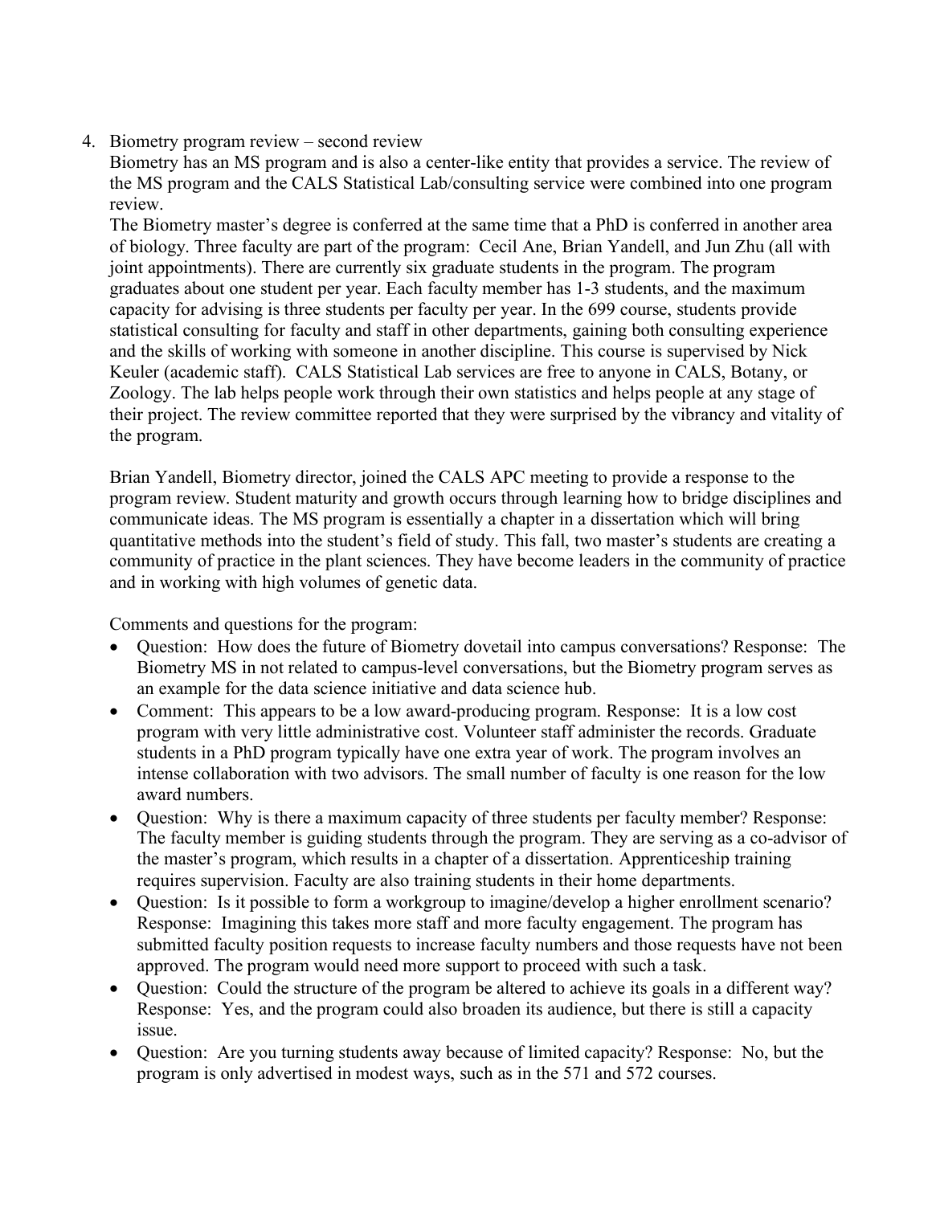4. Biometry program review – second review

   Biometry has an MS program and is also a center-like entity that provides a service. The review of the MS program and the CALS Statistical Lab/consulting service were combined into one program review.

   The Biometry master's degree is conferred at the same time that a PhD is conferred in another area of biology. Three faculty are part of the program: Cecil Ane, Brian Yandell, and Jun Zhu (all with joint appointments). There are currently six graduate students in the program. The program graduates about one student per year. Each faculty member has 1-3 students, and the maximum capacity for advising is three students per faculty per year. In the 699 course, students provide statistical consulting for faculty and staff in other departments, gaining both consulting experience and the skills of working with someone in another discipline. This course is supervised by Nick Keuler (academic staff). CALS Statistical Lab services are free to anyone in CALS, Botany, or Zoology. The lab helps people work through their own statistics and helps people at any stage of their project. The review committee reported that they were surprised by the vibrancy and vitality of the program.

   Brian Yandell, Biometry director, joined the CALS APC meeting to provide a response to the program review. Student maturity and growth occurs through learning how to bridge disciplines and communicate ideas. The MS program is essentially a chapter in a dissertation which will bring quantitative methods into the student's field of study. This fall, two master's students are creating a community of practice in the plant sciences. They have become leaders in the community of practice and in working with high volumes of genetic data.

   Comments and questions for the program:

   - Question: How does the future of Biometry dovetail into campus conversations? Response: The Biometry MS in not related to campus-level conversations, but the Biometry program serves as an example for the data science initiative and data science hub.
   - Comment: This appears to be a low award-producing program. Response: It is a low cost program with very little administrative cost. Volunteer staff administer the records. Graduate students in a PhD program typically have one extra year of work. The program involves an intense collaboration with two advisors. The small number of faculty is one reason for the low award numbers.
   - Question: Why is there a maximum capacity of three students per faculty member? Response: The faculty member is guiding students through the program. They are serving as a co-advisor of the master's program, which results in a chapter of a dissertation. Apprenticeship training requires supervision. Faculty are also training students in their home departments.
   - Question: Is it possible to form a workgroup to imagine/develop a higher enrollment scenario? Response: Imagining this takes more staff and more faculty engagement. The program has submitted faculty position requests to increase faculty numbers and those requests have not been approved. The program would need more support to proceed with such a task.
   - Question: Could the structure of the program be altered to achieve its goals in a different way? Response: Yes, and the program could also broaden its audience, but there is still a capacity issue.
   - Question: Are you turning students away because of limited capacity? Response: No, but the program is only advertised in modest ways, such as in the 571 and 572 courses.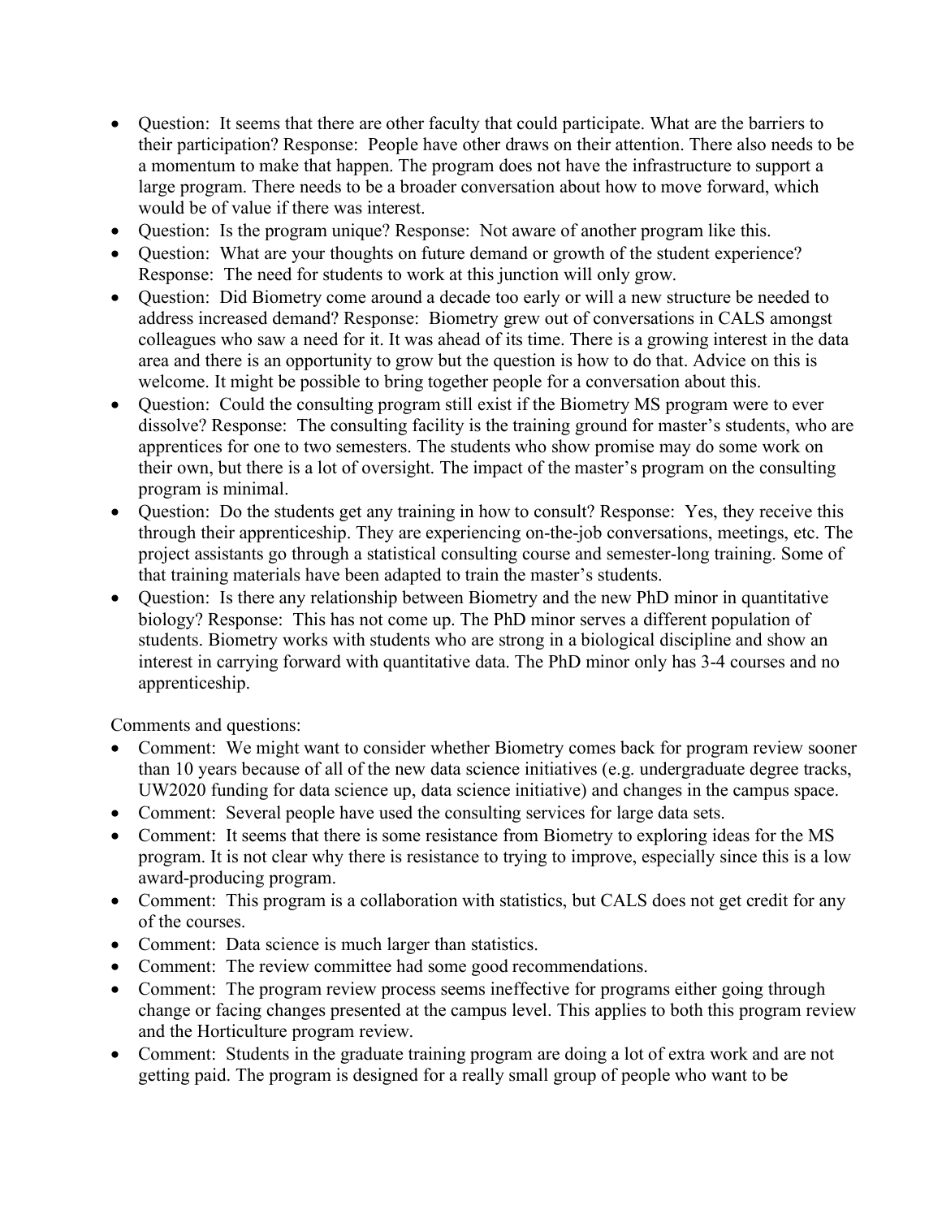- Question: It seems that there are other faculty that could participate. What are the barriers to their participation? Response: People have other draws on their attention. There also needs to be a momentum to make that happen. The program does not have the infrastructure to support a large program. There needs to be a broader conversation about how to move forward, which would be of value if there was interest.
- Question: Is the program unique? Response: Not aware of another program like this.
- Question: What are your thoughts on future demand or growth of the student experience? Response: The need for students to work at this junction will only grow.
- Question: Did Biometry come around a decade too early or will a new structure be needed to address increased demand? Response: Biometry grew out of conversations in CALS amongst colleagues who saw a need for it. It was ahead of its time. There is a growing interest in the data area and there is an opportunity to grow but the question is how to do that. Advice on this is welcome. It might be possible to bring together people for a conversation about this.
- Question: Could the consulting program still exist if the Biometry MS program were to ever dissolve? Response: The consulting facility is the training ground for master's students, who are apprentices for one to two semesters. The students who show promise may do some work on their own, but there is a lot of oversight. The impact of the master's program on the consulting program is minimal.
- Question: Do the students get any training in how to consult? Response: Yes, they receive this through their apprenticeship. They are experiencing on-the-job conversations, meetings, etc. The project assistants go through a statistical consulting course and semester-long training. Some of that training materials have been adapted to train the master's students.
- Question: Is there any relationship between Biometry and the new PhD minor in quantitative biology? Response: This has not come up. The PhD minor serves a different population of students. Biometry works with students who are strong in a biological discipline and show an interest in carrying forward with quantitative data. The PhD minor only has 3-4 courses and no apprenticeship.

Comments and questions:

- Comment: We might want to consider whether Biometry comes back for program review sooner than 10 years because of all of the new data science initiatives (e.g. undergraduate degree tracks, UW2020 funding for data science up, data science initiative) and changes in the campus space.
- Comment: Several people have used the consulting services for large data sets.
- Comment: It seems that there is some resistance from Biometry to exploring ideas for the MS program. It is not clear why there is resistance to trying to improve, especially since this is a low award-producing program.
- Comment: This program is a collaboration with statistics, but CALS does not get credit for any of the courses.
- Comment: Data science is much larger than statistics.
- Comment: The review committee had some good recommendations.
- Comment: The program review process seems ineffective for programs either going through change or facing changes presented at the campus level. This applies to both this program review and the Horticulture program review.
- Comment: Students in the graduate training program are doing a lot of extra work and are not getting paid. The program is designed for a really small group of people who want to be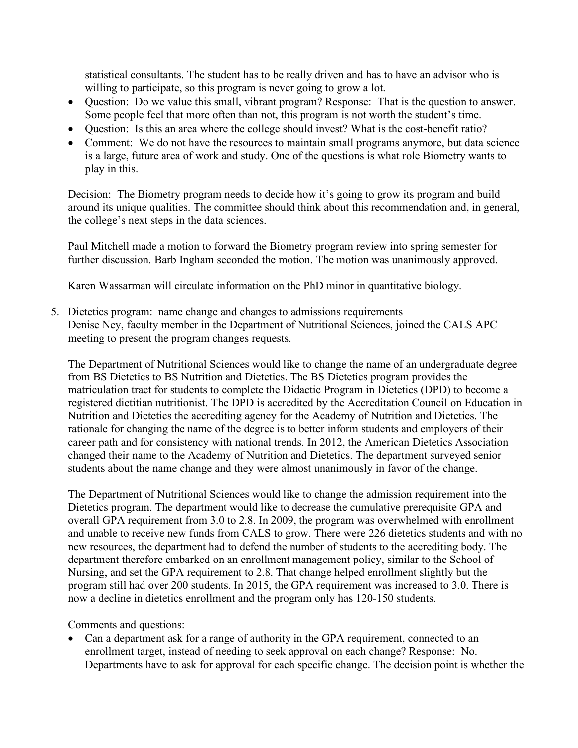statistical consultants. The student has to be really driven and has to have an advisor who is willing to participate, so this program is never going to grow a lot.

- Question: Do we value this small, vibrant program? Response: That is the question to answer. Some people feel that more often than not, this program is not worth the student's time.
- Question: Is this an area where the college should invest? What is the cost-benefit ratio?
- Comment: We do not have the resources to maintain small programs anymore, but data science is a large, future area of work and study. One of the questions is what role Biometry wants to play in this.

Decision: The Biometry program needs to decide how it's going to grow its program and build around its unique qualities. The committee should think about this recommendation and, in general, the college's next steps in the data sciences.

Paul Mitchell made a motion to forward the Biometry program review into spring semester for further discussion. Barb Ingham seconded the motion. The motion was unanimously approved.

Karen Wassarman will circulate information on the PhD minor in quantitative biology.

5. Dietetics program: name change and changes to admissions requirements
   Denise Ney, faculty member in the Department of Nutritional Sciences, joined the CALS APC meeting to present the program changes requests.

   The Department of Nutritional Sciences would like to change the name of an undergraduate degree from BS Dietetics to BS Nutrition and Dietetics. The BS Dietetics program provides the matriculation tract for students to complete the Didactic Program in Dietetics (DPD) to become a registered dietitian nutritionist. The DPD is accredited by the Accreditation Council on Education in Nutrition and Dietetics the accrediting agency for the Academy of Nutrition and Dietetics. The rationale for changing the name of the degree is to better inform students and employers of their career path and for consistency with national trends. In 2012, the American Dietetics Association changed their name to the Academy of Nutrition and Dietetics. The department surveyed senior students about the name change and they were almost unanimously in favor of the change.

   The Department of Nutritional Sciences would like to change the admission requirement into the Dietetics program. The department would like to decrease the cumulative prerequisite GPA and overall GPA requirement from 3.0 to 2.8. In 2009, the program was overwhelmed with enrollment and unable to receive new funds from CALS to grow. There were 226 dietetics students and with no new resources, the department had to defend the number of students to the accrediting body. The department therefore embarked on an enrollment management policy, similar to the School of Nursing, and set the GPA requirement to 2.8. That change helped enrollment slightly but the program still had over 200 students. In 2015, the GPA requirement was increased to 3.0. There is now a decline in dietetics enrollment and the program only has 120-150 students.

   Comments and questions:

   - Can a department ask for a range of authority in the GPA requirement, connected to an enrollment target, instead of needing to seek approval on each change? Response: No. Departments have to ask for approval for each specific change. The decision point is whether the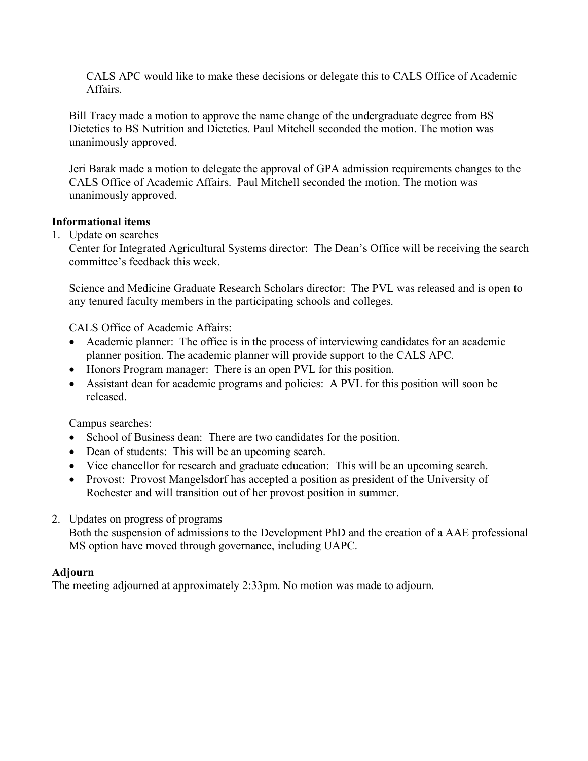CALS APC would like to make these decisions or delegate this to CALS Office of Academic Affairs.

Bill Tracy made a motion to approve the name change of the undergraduate degree from BS Dietetics to BS Nutrition and Dietetics. Paul Mitchell seconded the motion. The motion was unanimously approved.

Jeri Barak made a motion to delegate the approval of GPA admission requirements changes to the CALS Office of Academic Affairs. Paul Mitchell seconded the motion. The motion was unanimously approved.

**Informational items**

1. Update on searches

   Center for Integrated Agricultural Systems director: The Dean's Office will be receiving the search committee's feedback this week.

   Science and Medicine Graduate Research Scholars director: The PVL was released and is open to any tenured faculty members in the participating schools and colleges.

   CALS Office of Academic Affairs:

   - Academic planner: The office is in the process of interviewing candidates for an academic planner position. The academic planner will provide support to the CALS APC.
   - Honors Program manager: There is an open PVL for this position.
   - Assistant dean for academic programs and policies: A PVL for this position will soon be released.

   Campus searches:

   - School of Business dean: There are two candidates for the position.
   - Dean of students: This will be an upcoming search.
   - Vice chancellor for research and graduate education: This will be an upcoming search.
   - Provost: Provost Mangelsdorf has accepted a position as president of the University of Rochester and will transition out of her provost position in summer.

2. Updates on progress of programs

   Both the suspension of admissions to the Development PhD and the creation of a AAE professional MS option have moved through governance, including UAPC.

**Adjourn**

The meeting adjourned at approximately 2:33pm. No motion was made to adjourn.